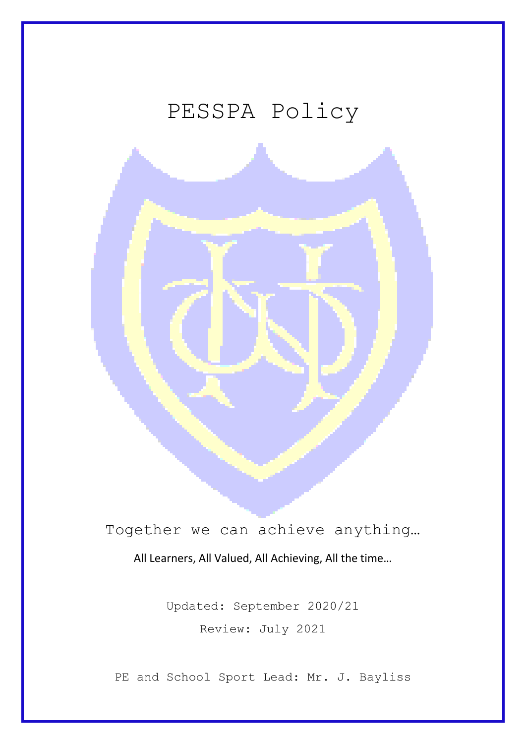# PESSPA Policy

Together we can achieve anything…

All Learners, All Valued, All Achieving, All the time…

Updated: September 2020/21

Review: July 2021

PE and School Sport Lead: Mr. J. Bayliss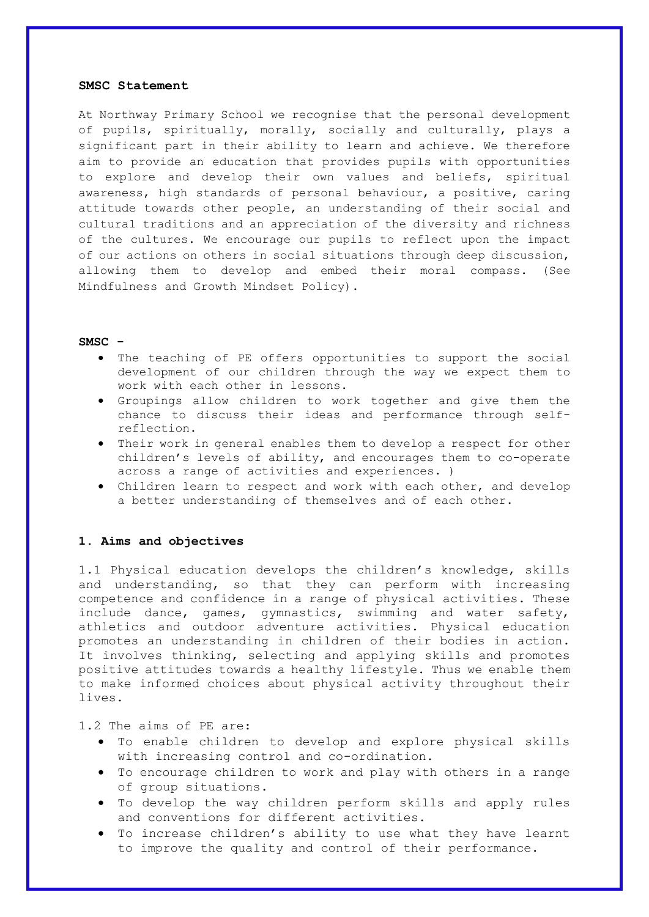**SMSC Statement**

At Northway Primary School we recognise that the personal development of pupils, spiritually, morally, socially and culturally, plays a significant part in their ability to learn and achieve. We therefore aim to provide an education that provides pupils with opportunities to explore and develop their own values and beliefs, spiritual awareness, high standards of personal behaviour, a positive, caring attitude towards other people, an understanding of their social and cultural traditions and an appreciation of the diversity and richness of the cultures. We encourage our pupils to reflect upon the impact of our actions on others in social situations through deep discussion, allowing them to develop and embed their moral compass. (See Mindfulness and Growth Mindset Policy).

**SMSC -**

- The teaching of PE offers opportunities to support the social development of our children through the way we expect them to work with each other in lessons.
- Groupings allow children to work together and give them the chance to discuss their ideas and performance through self-reflection.
- Their work in general enables them to develop a respect for other children's levels of ability, and encourages them to co-operate across a range of activities and experiences. )
- Children learn to respect and work with each other, and develop a better understanding of themselves and of each other.

**1. Aims and objectives**

1.1 Physical education develops the children's knowledge, skills and understanding, so that they can perform with increasing competence and confidence in a range of physical activities. These include dance, games, gymnastics, swimming and water safety, athletics and outdoor adventure activities. Physical education promotes an understanding in children of their bodies in action. It involves thinking, selecting and applying skills and promotes positive attitudes towards a healthy lifestyle. Thus we enable them to make informed choices about physical activity throughout their lives.

1.2 The aims of PE are:

- To enable children to develop and explore physical skills with increasing control and co-ordination.
- To encourage children to work and play with others in a range of group situations.
- To develop the way children perform skills and apply rules and conventions for different activities.
- To increase children's ability to use what they have learnt to improve the quality and control of their performance.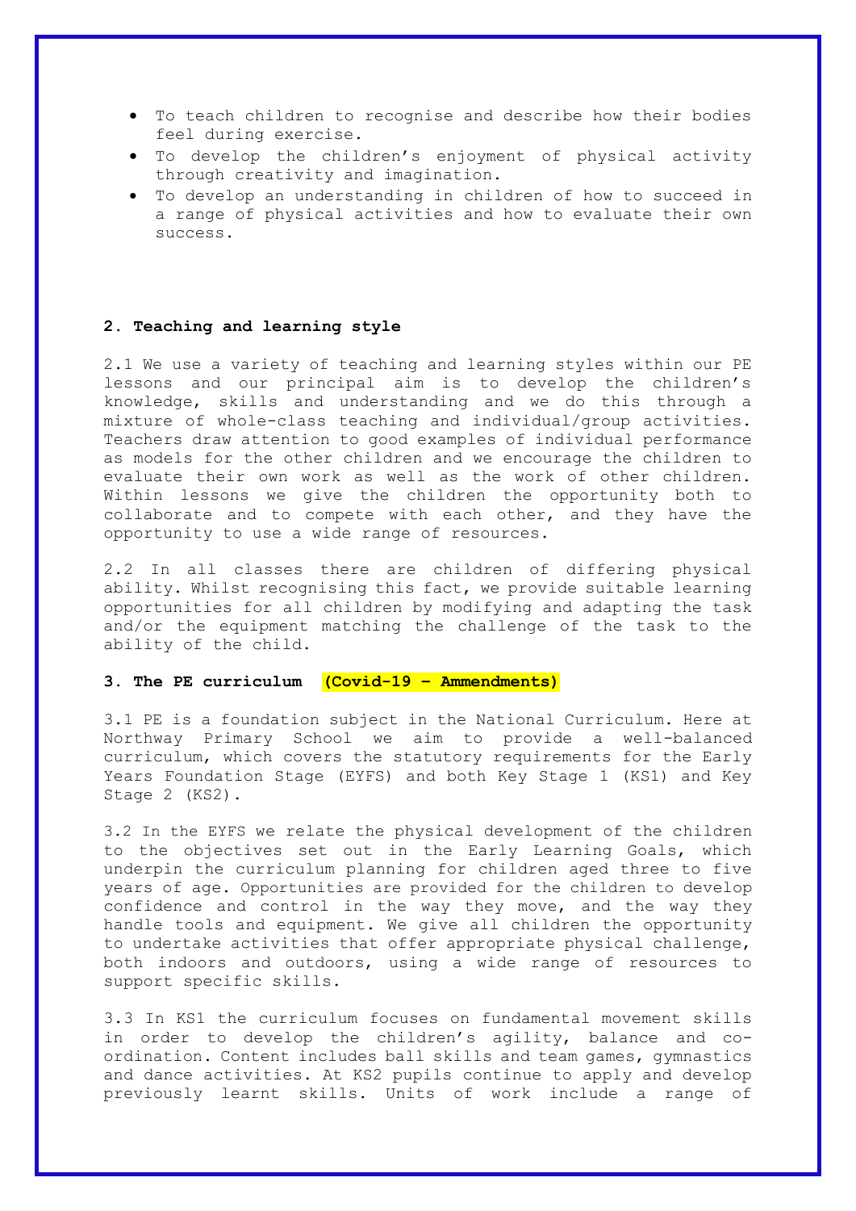- To teach children to recognise and describe how their bodies feel during exercise.
- To develop the children's enjoyment of physical activity through creativity and imagination.
- To develop an understanding in children of how to succeed in a range of physical activities and how to evaluate their own success.

## 2. Teaching and learning style

2.1 We use a variety of teaching and learning styles within our PE lessons and our principal aim is to develop the children's knowledge, skills and understanding and we do this through a mixture of whole-class teaching and individual/group activities. Teachers draw attention to good examples of individual performance as models for the other children and we encourage the children to evaluate their own work as well as the work of other children. Within lessons we give the children the opportunity both to collaborate and to compete with each other, and they have the opportunity to use a wide range of resources.

2.2 In all classes there are children of differing physical ability. Whilst recognising this fact, we provide suitable learning opportunities for all children by modifying and adapting the task and/or the equipment matching the challenge of the task to the ability of the child.

## 3. The PE curriculum **(Covid-19 – Ammendments)**

3.1 PE is a foundation subject in the National Curriculum. Here at Northway Primary School we aim to provide a well-balanced curriculum, which covers the statutory requirements for the Early Years Foundation Stage (EYFS) and both Key Stage 1 (KS1) and Key Stage 2 (KS2).

3.2 In the EYFS we relate the physical development of the children to the objectives set out in the Early Learning Goals, which underpin the curriculum planning for children aged three to five years of age. Opportunities are provided for the children to develop confidence and control in the way they move, and the way they handle tools and equipment. We give all children the opportunity to undertake activities that offer appropriate physical challenge, both indoors and outdoors, using a wide range of resources to support specific skills.

3.3 In KS1 the curriculum focuses on fundamental movement skills in order to develop the children's agility, balance and co-ordination. Content includes ball skills and team games, gymnastics and dance activities. At KS2 pupils continue to apply and develop previously learnt skills. Units of work include a range of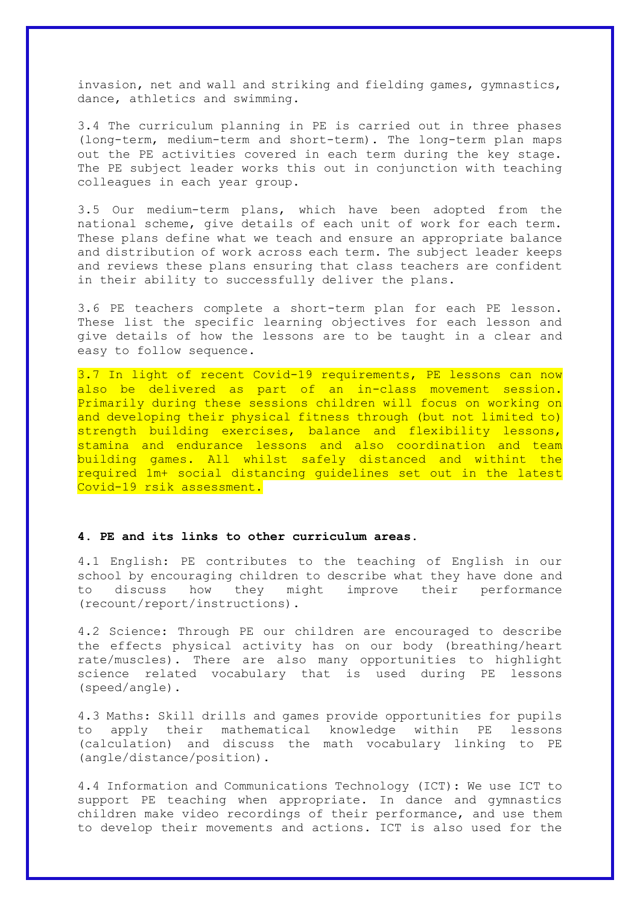invasion, net and wall and striking and fielding games, gymnastics, dance, athletics and swimming.

3.4 The curriculum planning in PE is carried out in three phases (long-term, medium-term and short-term). The long-term plan maps out the PE activities covered in each term during the key stage. The PE subject leader works this out in conjunction with teaching colleagues in each year group.

3.5 Our medium-term plans, which have been adopted from the national scheme, give details of each unit of work for each term. These plans define what we teach and ensure an appropriate balance and distribution of work across each term. The subject leader keeps and reviews these plans ensuring that class teachers are confident in their ability to successfully deliver the plans.

3.6 PE teachers complete a short-term plan for each PE lesson. These list the specific learning objectives for each lesson and give details of how the lessons are to be taught in a clear and easy to follow sequence.

3.7 In light of recent Covid-19 requirements, PE lessons can now also be delivered as part of an in-class movement session. Primarily during these sessions children will focus on working on and developing their physical fitness through (but not limited to) strength building exercises, balance and flexibility lessons, stamina and endurance lessons and also coordination and team building games. All whilst safely distanced and withint the required 1m+ social distancing guidelines set out in the latest Covid-19 rsik assessment.

**4. PE and its links to other curriculum areas.**

4.1 English: PE contributes to the teaching of English in our school by encouraging children to describe what they have done and to discuss how they might improve their performance (recount/report/instructions).

4.2 Science: Through PE our children are encouraged to describe the effects physical activity has on our body (breathing/heart rate/muscles). There are also many opportunities to highlight science related vocabulary that is used during PE lessons (speed/angle).

4.3 Maths: Skill drills and games provide opportunities for pupils to apply their mathematical knowledge within PE lessons (calculation) and discuss the math vocabulary linking to PE (angle/distance/position).

4.4 Information and Communications Technology (ICT): We use ICT to support PE teaching when appropriate. In dance and gymnastics children make video recordings of their performance, and use them to develop their movements and actions. ICT is also used for the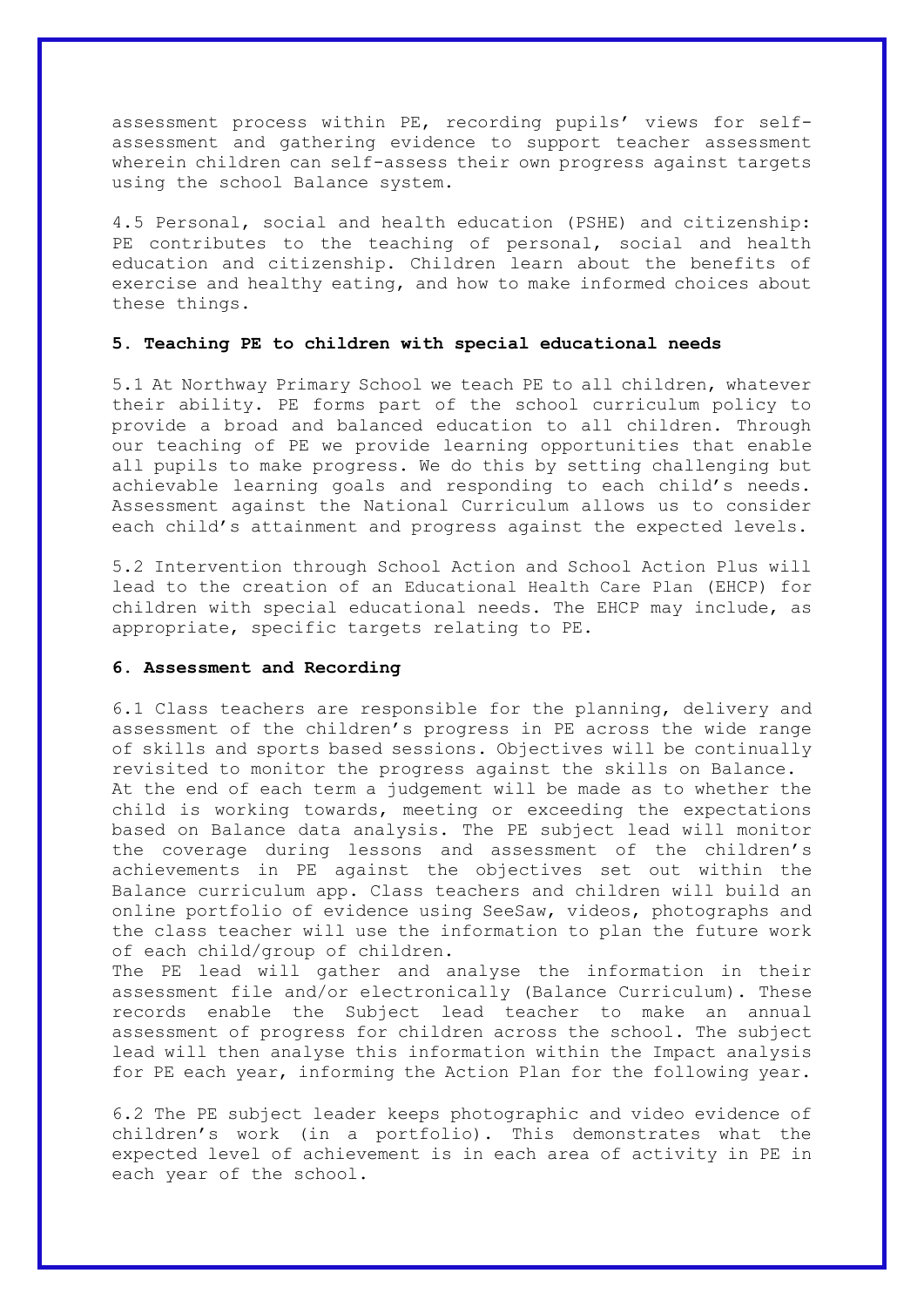assessment process within PE, recording pupils' views for self-assessment and gathering evidence to support teacher assessment wherein children can self-assess their own progress against targets using the school Balance system.

4.5 Personal, social and health education (PSHE) and citizenship: PE contributes to the teaching of personal, social and health education and citizenship. Children learn about the benefits of exercise and healthy eating, and how to make informed choices about these things.

### 5. Teaching PE to children with special educational needs

5.1 At Northway Primary School we teach PE to all children, whatever their ability. PE forms part of the school curriculum policy to provide a broad and balanced education to all children. Through our teaching of PE we provide learning opportunities that enable all pupils to make progress. We do this by setting challenging but achievable learning goals and responding to each child's needs. Assessment against the National Curriculum allows us to consider each child's attainment and progress against the expected levels.

5.2 Intervention through School Action and School Action Plus will lead to the creation of an Educational Health Care Plan (EHCP) for children with special educational needs. The EHCP may include, as appropriate, specific targets relating to PE.

### 6. Assessment and Recording

6.1 Class teachers are responsible for the planning, delivery and assessment of the children's progress in PE across the wide range of skills and sports based sessions. Objectives will be continually revisited to monitor the progress against the skills on Balance.
At the end of each term a judgement will be made as to whether the child is working towards, meeting or exceeding the expectations based on Balance data analysis. The PE subject lead will monitor the coverage during lessons and assessment of the children's achievements in PE against the objectives set out within the Balance curriculum app. Class teachers and children will build an online portfolio of evidence using SeeSaw, videos, photographs and the class teacher will use the information to plan the future work of each child/group of children.
The PE lead will gather and analyse the information in their assessment file and/or electronically (Balance Curriculum). These records enable the Subject lead teacher to make an annual assessment of progress for children across the school. The subject lead will then analyse this information within the Impact analysis for PE each year, informing the Action Plan for the following year.

6.2 The PE subject leader keeps photographic and video evidence of children's work (in a portfolio). This demonstrates what the expected level of achievement is in each area of activity in PE in each year of the school.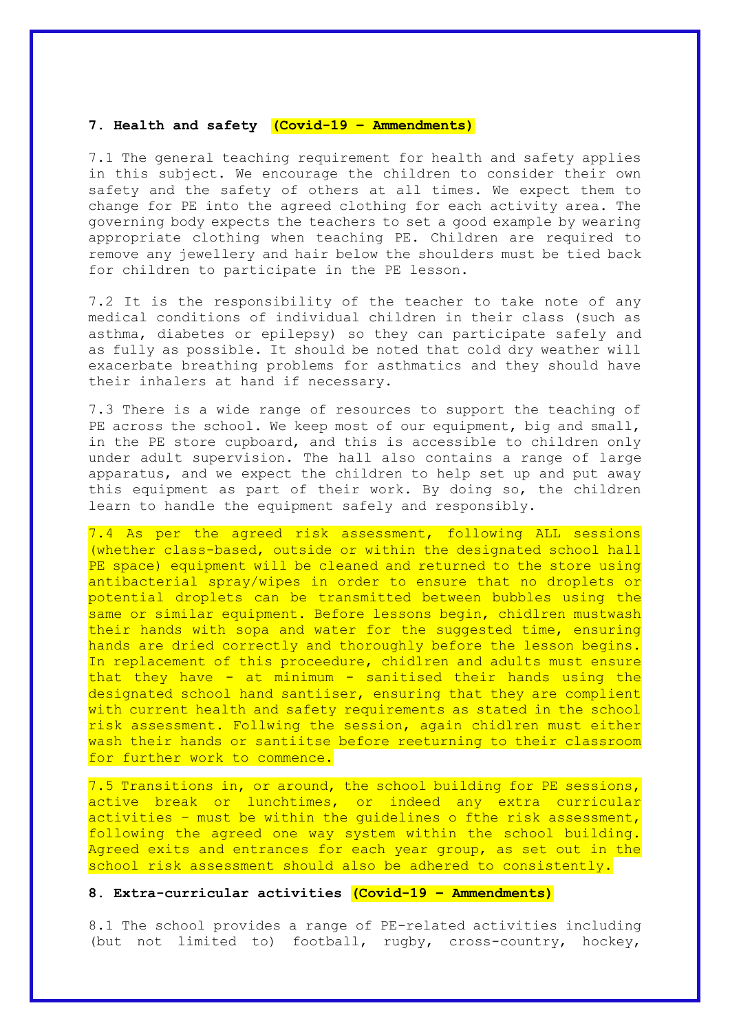## 7. Health and safety (Covid-19 – Ammendments)

7.1 The general teaching requirement for health and safety applies in this subject. We encourage the children to consider their own safety and the safety of others at all times. We expect them to change for PE into the agreed clothing for each activity area. The governing body expects the teachers to set a good example by wearing appropriate clothing when teaching PE. Children are required to remove any jewellery and hair below the shoulders must be tied back for children to participate in the PE lesson.

7.2 It is the responsibility of the teacher to take note of any medical conditions of individual children in their class (such as asthma, diabetes or epilepsy) so they can participate safely and as fully as possible. It should be noted that cold dry weather will exacerbate breathing problems for asthmatics and they should have their inhalers at hand if necessary.

7.3 There is a wide range of resources to support the teaching of PE across the school. We keep most of our equipment, big and small, in the PE store cupboard, and this is accessible to children only under adult supervision. The hall also contains a range of large apparatus, and we expect the children to help set up and put away this equipment as part of their work. By doing so, the children learn to handle the equipment safely and responsibly.

7.4 As per the agreed risk assessment, following ALL sessions (whether class-based, outside or within the designated school hall PE space) equipment will be cleaned and returned to the store using antibacterial spray/wipes in order to ensure that no droplets or potential droplets can be transmitted between bubbles using the same or similar equipment. Before lessons begin, chidlren mustwash their hands with sopa and water for the suggested time, ensuring hands are dried correctly and thoroughly before the lesson begins. In replacement of this proceedure, chidlren and adults must ensure that they have - at minimum - sanitised their hands using the designated school hand santiiser, ensuring that they are complient with current health and safety requirements as stated in the school risk assessment. Follwing the session, again chidlren must either wash their hands or santiitse before reeturning to their classroom for further work to commence.

7.5 Transitions in, or around, the school building for PE sessions, active break or lunchtimes, or indeed any extra curricular activities – must be within the guidelines o fthe risk assessment, following the agreed one way system within the school building. Agreed exits and entrances for each year group, as set out in the school risk assessment should also be adhered to consistently.

## 8. Extra-curricular activities (Covid-19 – Ammendments)

8.1 The school provides a range of PE-related activities including (but not limited to) football, rugby, cross-country, hockey,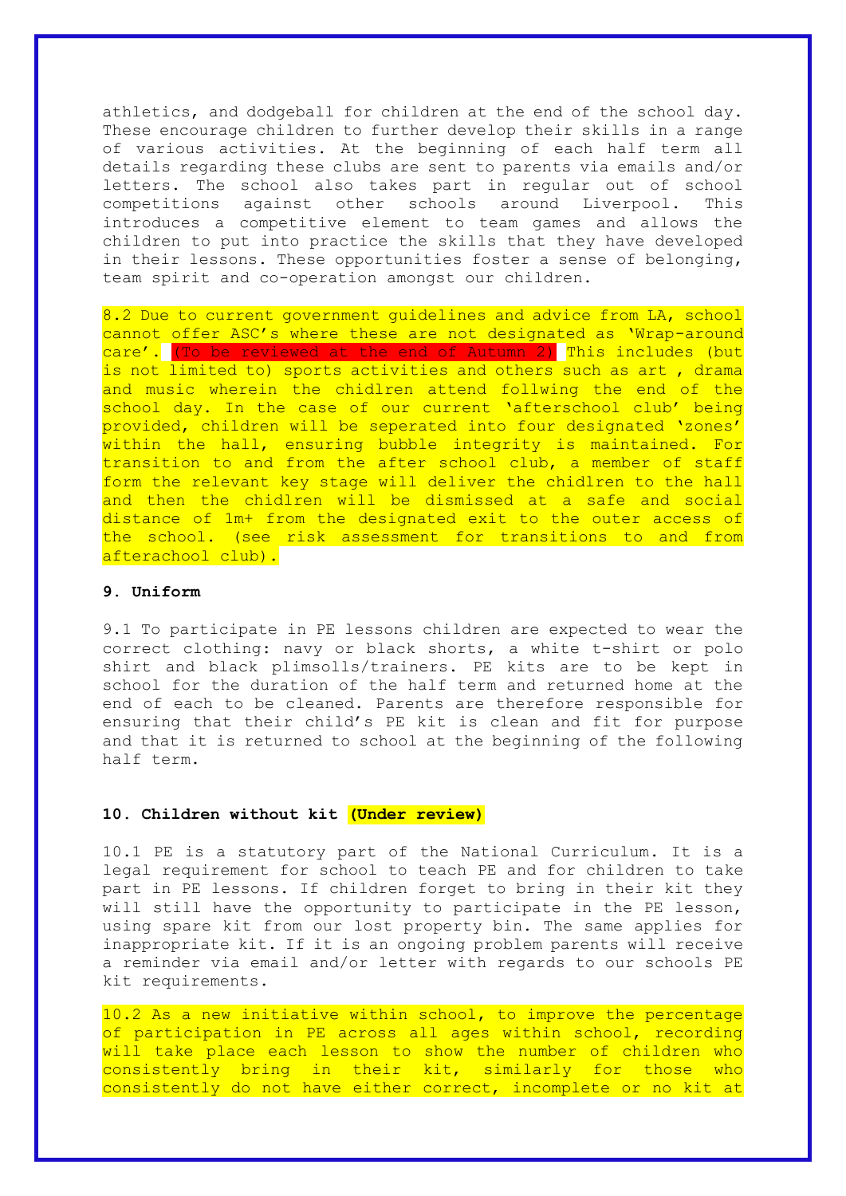athletics, and dodgeball for children at the end of the school day. These encourage children to further develop their skills in a range of various activities. At the beginning of each half term all details regarding these clubs are sent to parents via emails and/or letters. The school also takes part in regular out of school competitions against other schools around Liverpool. This introduces a competitive element to team games and allows the children to put into practice the skills that they have developed in their lessons. These opportunities foster a sense of belonging, team spirit and co-operation amongst our children.

8.2 Due to current government guidelines and advice from LA, school cannot offer ASC's where these are not designated as 'Wrap-around care'. (To be reviewed at the end of Autumn 2) This includes (but is not limited to) sports activities and others such as art , drama and music wherein the chidlren attend follwing the end of the school day. In the case of our current 'afterschool club' being provided, children will be seperated into four designated 'zones' within the hall, ensuring bubble integrity is maintained. For transition to and from the after school club, a member of staff form the relevant key stage will deliver the chidlren to the hall and then the chidlren will be dismissed at a safe and social distance of 1m+ from the designated exit to the outer access of the school. (see risk assessment for transitions to and from afterachool club).

### 9. Uniform

9.1 To participate in PE lessons children are expected to wear the correct clothing: navy or black shorts, a white t-shirt or polo shirt and black plimsolls/trainers. PE kits are to be kept in school for the duration of the half term and returned home at the end of each to be cleaned. Parents are therefore responsible for ensuring that their child's PE kit is clean and fit for purpose and that it is returned to school at the beginning of the following half term.

### 10. Children without kit (Under review)

10.1 PE is a statutory part of the National Curriculum. It is a legal requirement for school to teach PE and for children to take part in PE lessons. If children forget to bring in their kit they will still have the opportunity to participate in the PE lesson, using spare kit from our lost property bin. The same applies for inappropriate kit. If it is an ongoing problem parents will receive a reminder via email and/or letter with regards to our schools PE kit requirements.

10.2 As a new initiative within school, to improve the percentage of participation in PE across all ages within school, recording will take place each lesson to show the number of children who consistently bring in their kit, similarly for those who consistently do not have either correct, incomplete or no kit at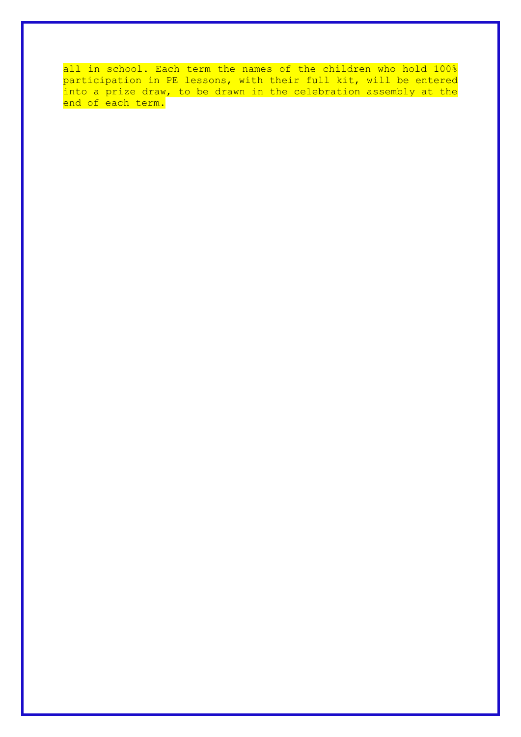all in school. Each term the names of the children who hold 100% participation in PE lessons, with their full kit, will be entered into a prize draw, to be drawn in the celebration assembly at the end of each term.